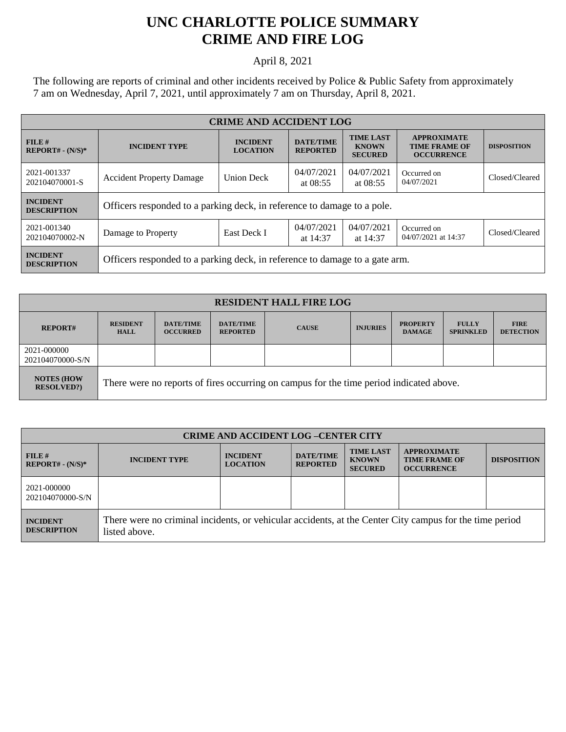# UNC CHARLOTTE POLICE SUMMARY
# CRIME AND FIRE LOG

April 8, 2021

The following are reports of criminal and other incidents received by Police & Public Safety from approximately 7 am on Wednesday, April 7, 2021, until approximately 7 am on Thursday, April 8, 2021.

| CRIME AND ACCIDENT LOG | | | | | | |
|---|---|---|---|---|---|---|
| **FILE # REPORT# - (N/S)*** | **INCIDENT TYPE** | **INCIDENT LOCATION** | **DATE/TIME REPORTED** | **TIME LAST KNOWN SECURED** | **APPROXIMATE TIME FRAME OF OCCURRENCE** | **DISPOSITION** |
| 2021-001337 202104070001-S | Accident Property Damage | Union Deck | 04/07/2021 at 08:55 | 04/07/2021 at 08:55 | Occurred on 04/07/2021 | Closed/Cleared |
| **INCIDENT DESCRIPTION** | Officers responded to a parking deck, in reference to damage to a pole. | | | | | |
| 2021-001340 202104070002-N | Damage to Property | East Deck I | 04/07/2021 at 14:37 | 04/07/2021 at 14:37 | Occurred on 04/07/2021 at 14:37 | Closed/Cleared |
| **INCIDENT DESCRIPTION** | Officers responded to a parking deck, in reference to damage to a gate arm. | | | | | |

| RESIDENT HALL FIRE LOG | | | | | | | | |
|---|---|---|---|---|---|---|---|---|
| **REPORT#** | **RESIDENT HALL** | **DATE/TIME OCCURRED** | **DATE/TIME REPORTED** | **CAUSE** | **INJURIES** | **PROPERTY DAMAGE** | **FULLY SPRINKLED** | **FIRE DETECTION** |
| 2021-000000 202104070000-S/N | | | | | | | | |
| **NOTES (HOW RESOLVED?)** | There were no reports of fires occurring on campus for the time period indicated above. | | | | | | | |

| CRIME AND ACCIDENT LOG –CENTER CITY | | | | | | |
|---|---|---|---|---|---|---|
| **FILE # REPORT# - (N/S)*** | **INCIDENT TYPE** | **INCIDENT LOCATION** | **DATE/TIME REPORTED** | **TIME LAST KNOWN SECURED** | **APPROXIMATE TIME FRAME OF OCCURRENCE** | **DISPOSITION** |
| 2021-000000 202104070000-S/N | | | | | | |
| **INCIDENT DESCRIPTION** | There were no criminal incidents, or vehicular accidents, at the Center City campus for the time period listed above. | | | | | |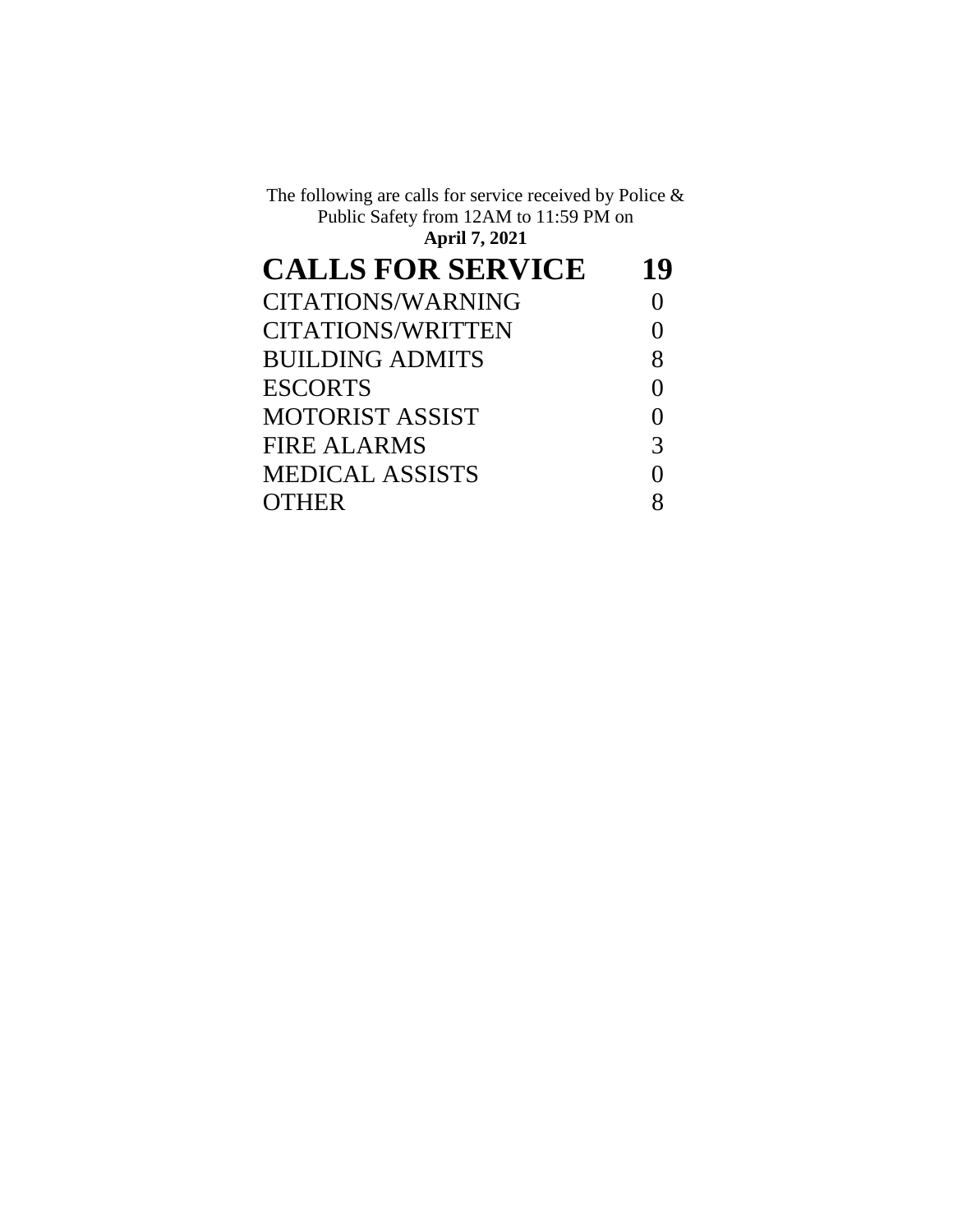The following are calls for service received by Police & Public Safety from 12AM to 11:59 PM on

**April 7, 2021**

| | |
|---|---|
| **CALLS FOR SERVICE** | **19** |
| CITATIONS/WARNING | 0 |
| CITATIONS/WRITTEN | 0 |
| BUILDING ADMITS | 8 |
| ESCORTS | 0 |
| MOTORIST ASSIST | 0 |
| FIRE ALARMS | 3 |
| MEDICAL ASSISTS | 0 |
| OTHER | 8 |